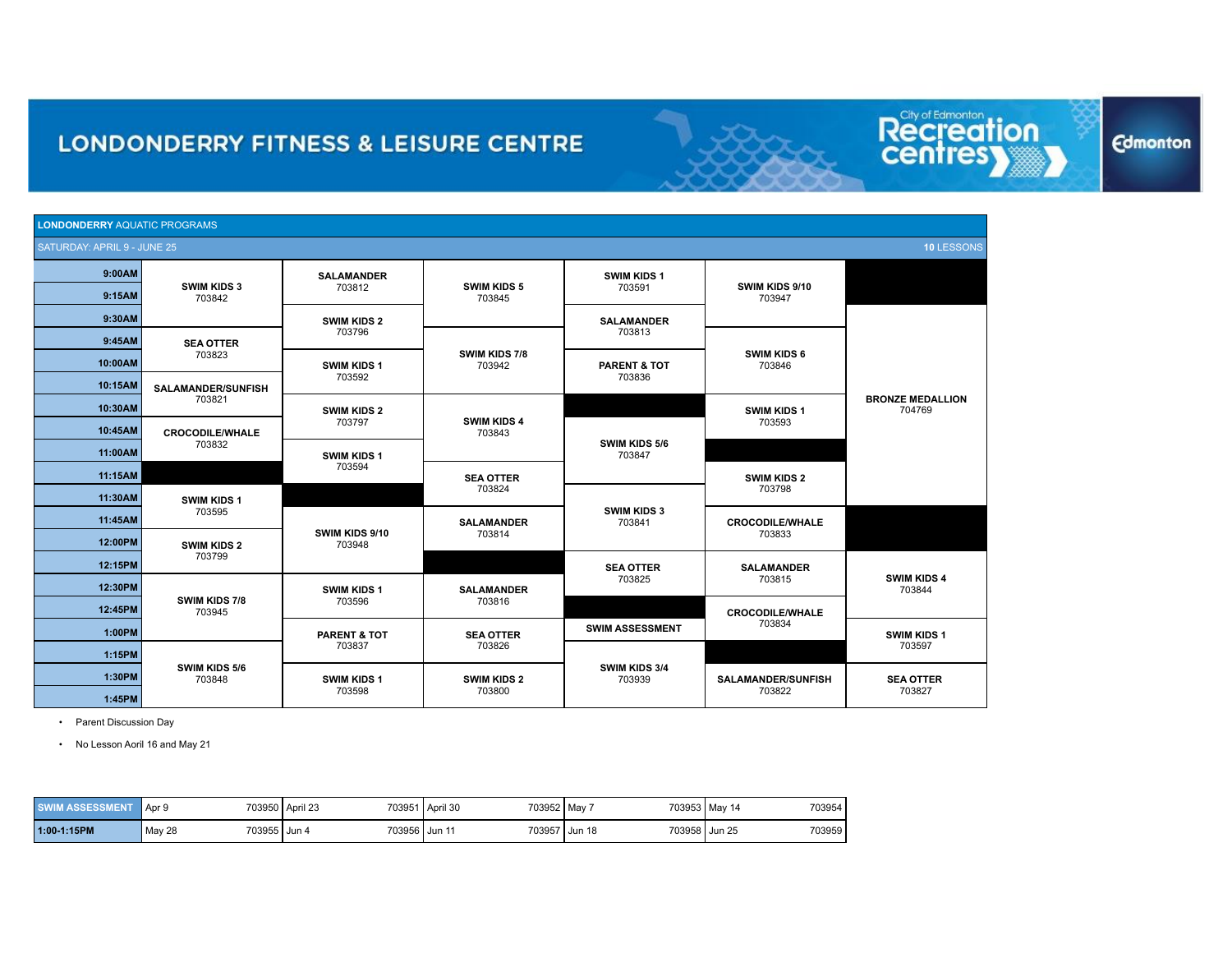# LONDONDERRY FITNESS & LEISURE CENTRE

City of Edmonton Recreation Centres | Edmonton

**LONDONDERRY** AQUATIC PROGRAMS

SATURDAY: APRIL 9 - JUNE 25 — **10** LESSONS

| Time | Column 1 | Column 2 | Column 3 | Column 4 | Column 5 | Column 6 |
|---|---|---|---|---|---|---|
| 9:00AM | **SWIM KIDS 3** 703842 | **SALAMANDER** 703812 | **SWIM KIDS 5** 703845 | **SWIM KIDS 1** 703591 | **SWIM KIDS 9/10** 703947 | |
| 9:15AM | | | | | | |
| 9:30AM | | **SWIM KIDS 2** 703796 | | **SALAMANDER** 703813 | | **BRONZE MEDALLION** 704769 |
| 9:45AM | **SEA OTTER** 703823 | | **SWIM KIDS 7/8** 703942 | | **SWIM KIDS 6** 703846 | |
| 10:00AM | | **SWIM KIDS 1** 703592 | | **PARENT & TOT** 703836 | | |
| 10:15AM | **SALAMANDER/SUNFISH** 703821 | | | | | |
| 10:30AM | | **SWIM KIDS 2** 703797 | **SWIM KIDS 4** 703843 | | **SWIM KIDS 1** 703593 | |
| 10:45AM | **CROCODILE/WHALE** 703832 | | | **SWIM KIDS 5/6** 703847 | | |
| 11:00AM | | **SWIM KIDS 1** 703594 | | | | |
| 11:15AM | | | **SEA OTTER** 703824 | | **SWIM KIDS 2** 703798 | |
| 11:30AM | **SWIM KIDS 1** 703595 | | | **SWIM KIDS 3** 703841 | | |
| 11:45AM | | **SWIM KIDS 9/10** 703948 | **SALAMANDER** 703814 | | **CROCODILE/WHALE** 703833 | |
| 12:00PM | **SWIM KIDS 2** 703799 | | | | | |
| 12:15PM | | | | **SEA OTTER** 703825 | **SALAMANDER** 703815 | **SWIM KIDS 4** 703844 |
| 12:30PM | **SWIM KIDS 7/8** 703945 | **SWIM KIDS 1** 703596 | **SALAMANDER** 703816 | | | |
| 12:45PM | | | | | **CROCODILE/WHALE** 703834 | |
| 1:00PM | | **PARENT & TOT** 703837 | **SEA OTTER** 703826 | **SWIM ASSESSMENT** | | **SWIM KIDS 1** 703597 |
| 1:15PM | **SWIM KIDS 5/6** 703848 | | | **SWIM KIDS 3/4** 703939 | | |
| 1:30PM | | **SWIM KIDS 1** 703598 | **SWIM KIDS 2** 703800 | | **SALAMANDER/SUNFISH** 703822 | **SEA OTTER** 703827 |
| 1:45PM | | | | | | |

- Parent Discussion Day
- No Lesson Aoril 16 and May 21

| **SWIM ASSESSMENT** | Apr 9 | 703950 | April 23 | 703951 | April 30 | 703952 | May 7 | 703953 | May 14 | 703954 |
|---|---|---|---|---|---|---|---|---|---|---|
| **1:00-1:15PM** | May 28 | 703955 | Jun 4 | 703956 | Jun 11 | 703957 | Jun 18 | 703958 | Jun 25 | 703959 |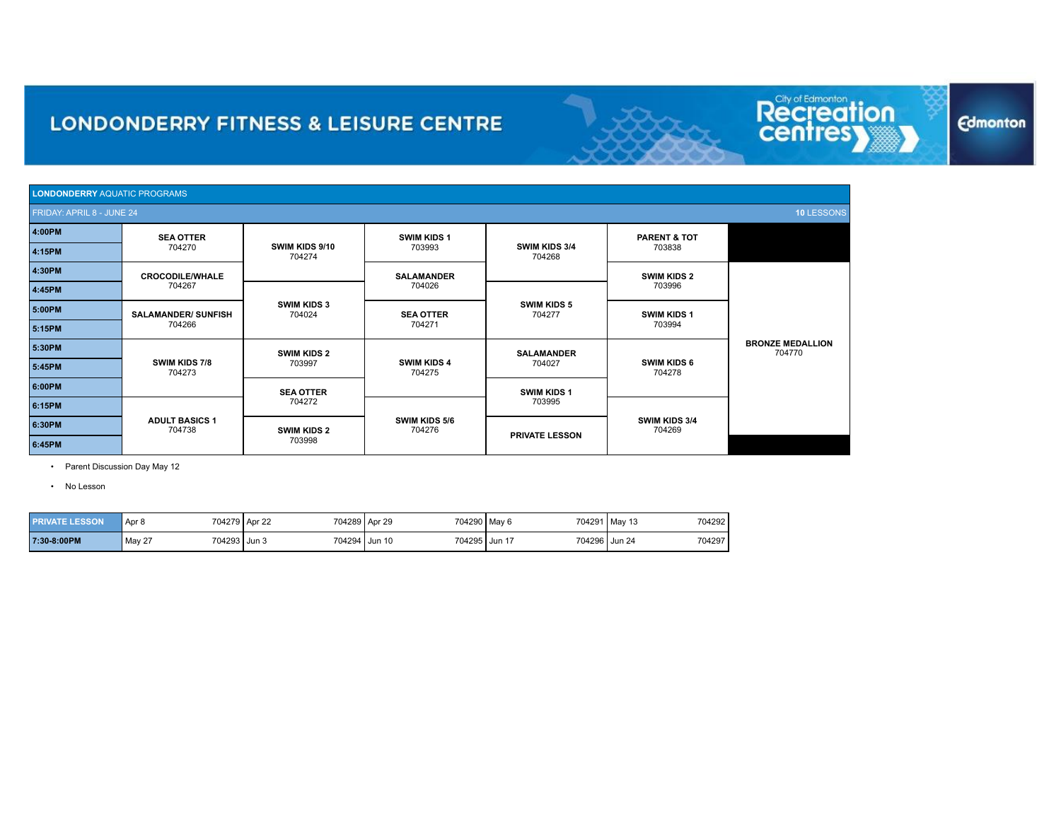# LONDONDERRY FITNESS & LEISURE CENTRE

**LONDONDERRY** AQUATIC PROGRAMS

FRIDAY: APRIL 8 - JUNE 24 — **10** LESSONS

| Time | | | | | | |
|---|---|---|---|---|---|---|
| **4:00PM** | **SEA OTTER** 704270 | **SWIM KIDS 9/10** 704274 | **SWIM KIDS 1** 703993 | **SWIM KIDS 3/4** 704268 | **PARENT & TOT** 703838 | |
| **4:15PM** | | | | | | |
| **4:30PM** | **CROCODILE/WHALE** 704267 | | **SALAMANDER** 704026 | | **SWIM KIDS 2** 703996 | **BRONZE MEDALLION** 704770 |
| **4:45PM** | | **SWIM KIDS 3** 704024 | | **SWIM KIDS 5** 704277 | | |
| **5:00PM** | **SALAMANDER/ SUNFISH** 704266 | | **SEA OTTER** 704271 | | **SWIM KIDS 1** 703994 | |
| **5:15PM** | | | | | | |
| **5:30PM** | **SWIM KIDS 7/8** 704273 | **SWIM KIDS 2** 703997 | **SWIM KIDS 4** 704275 | **SALAMANDER** 704027 | **SWIM KIDS 6** 704278 | |
| **5:45PM** | | | | | | |
| **6:00PM** | | **SEA OTTER** 704272 | | **SWIM KIDS 1** 703995 | | |
| **6:15PM** | **ADULT BASICS 1** 704738 | | **SWIM KIDS 5/6** 704276 | | **SWIM KIDS 3/4** 704269 | |
| **6:30PM** | | **SWIM KIDS 2** 703998 | | **PRIVATE LESSON** | | |
| **6:45PM** | | | | | | |

- Parent Discussion Day May 12
- No Lesson

| **PRIVATE LESSON** | Apr 8 | 704279 | Apr 22 | 704289 | Apr 29 | 704290 | May 6 | 704291 | May 13 | 704292 |
|---|---|---|---|---|---|---|---|---|---|---|
| **7:30-8:00PM** | May 27 | 704293 | Jun 3 | 704294 | Jun 10 | 704295 | Jun 17 | 704296 | Jun 24 | 704297 |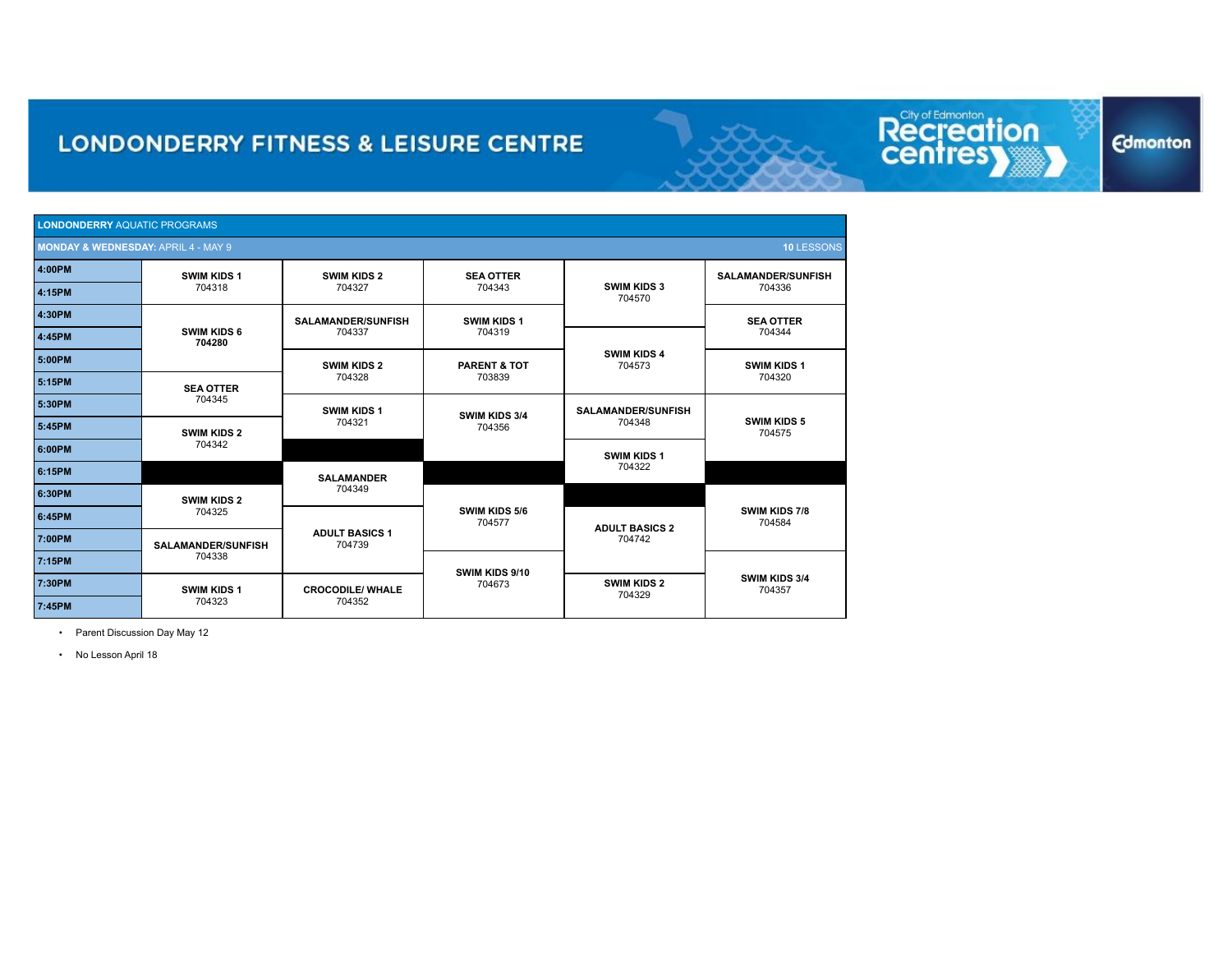# LONDONDERRY FITNESS & LEISURE CENTRE

**LONDONDERRY** AQUATIC PROGRAMS

**MONDAY & WEDNESDAY:** APRIL 4 - MAY 9 — **10** LESSONS

| | | | | | |
|---|---|---|---|---|---|
| **4:00PM** | **SWIM KIDS 1** 704318 | **SWIM KIDS 2** 704327 | **SEA OTTER** 704343 | **SWIM KIDS 3** 704570 | **SALAMANDER/SUNFISH** 704336 |
| **4:15PM** | | | | | |
| **4:30PM** | **SWIM KIDS 6** **704280** | **SALAMANDER/SUNFISH** 704337 | **SWIM KIDS 1** 704319 | | **SEA OTTER** 704344 |
| **4:45PM** | | | | **SWIM KIDS 4** 704573 | |
| **5:00PM** | | **SWIM KIDS 2** 704328 | **PARENT & TOT** 703839 | | **SWIM KIDS 1** 704320 |
| **5:15PM** | **SEA OTTER** 704345 | | | | |
| **5:30PM** | | **SWIM KIDS 1** 704321 | **SWIM KIDS 3/4** 704356 | **SALAMANDER/SUNFISH** 704348 | **SWIM KIDS 5** 704575 |
| **5:45PM** | **SWIM KIDS 2** 704342 | | | | |
| **6:00PM** | | | | **SWIM KIDS 1** 704322 | |
| **6:15PM** | | **SALAMANDER** 704349 | | | |
| **6:30PM** | **SWIM KIDS 2** 704325 | | **SWIM KIDS 5/6** 704577 | | **SWIM KIDS 7/8** 704584 |
| **6:45PM** | | **ADULT BASICS 1** 704739 | | **ADULT BASICS 2** 704742 | |
| **7:00PM** | **SALAMANDER/SUNFISH** 704338 | | | | |
| **7:15PM** | | | **SWIM KIDS 9/10** 704673 | | **SWIM KIDS 3/4** 704357 |
| **7:30PM** | **SWIM KIDS 1** 704323 | **CROCODILE/ WHALE** 704352 | | **SWIM KIDS 2** 704329 | |
| **7:45PM** | | | | | |

- Parent Discussion Day May 12
- No Lesson April 18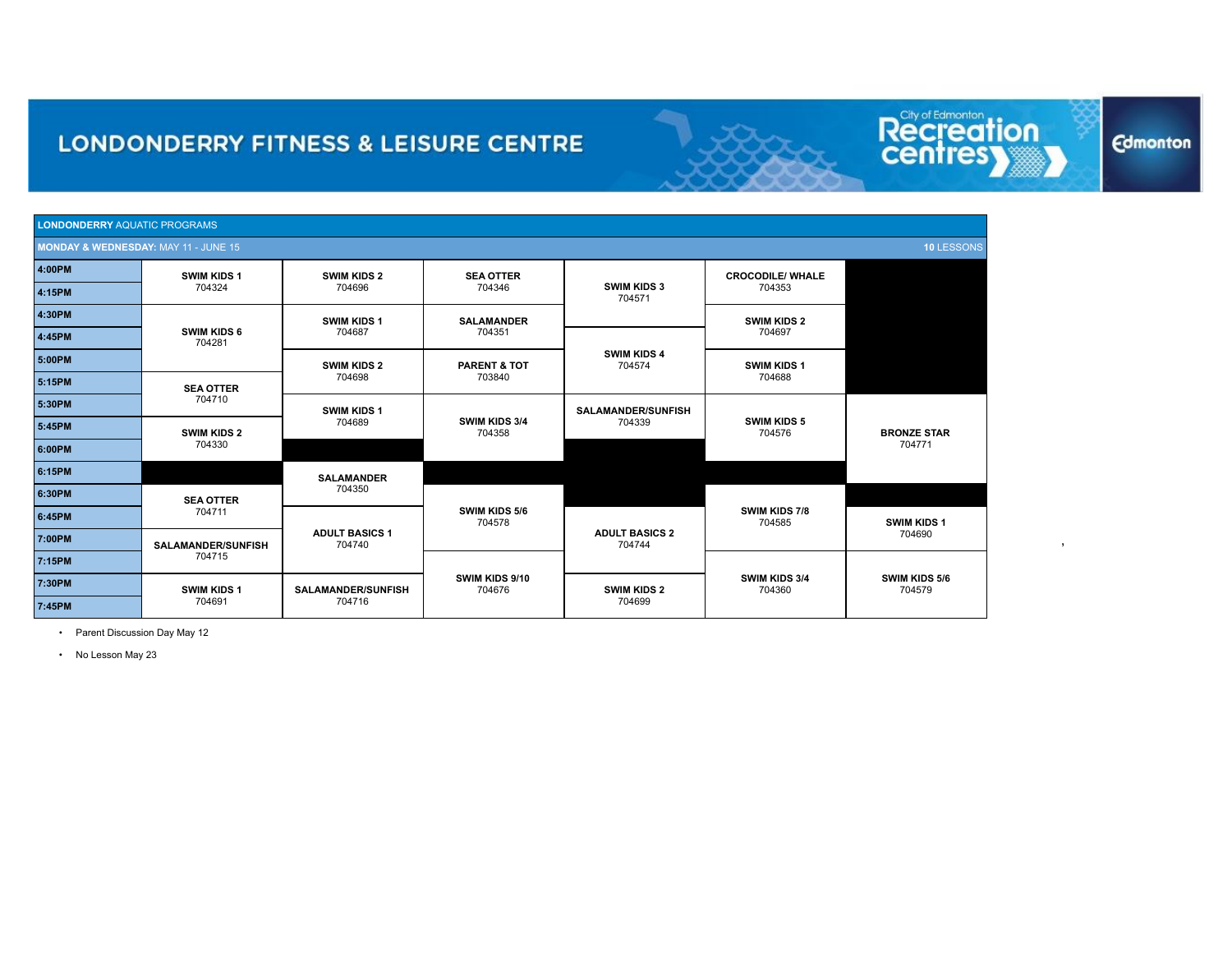# LONDONDERRY FITNESS & LEISURE CENTRE

**LONDONDERRY** AQUATIC PROGRAMS

**MONDAY & WEDNESDAY:** MAY 11 - JUNE 15 — **10** LESSONS

| Time | | | | | | |
|---|---|---|---|---|---|---|
| 4:00PM | **SWIM KIDS 1** 704324 | **SWIM KIDS 2** 704696 | **SEA OTTER** 704346 | **SWIM KIDS 3** 704571 | **CROCODILE/ WHALE** 704353 | |
| 4:15PM | | | | | | |
| 4:30PM | **SWIM KIDS 6** 704281 | **SWIM KIDS 1** 704687 | **SALAMANDER** 704351 | | **SWIM KIDS 2** 704697 | |
| 4:45PM | | | | **SWIM KIDS 4** 704574 | | |
| 5:00PM | | **SWIM KIDS 2** 704698 | **PARENT & TOT** 703840 | | **SWIM KIDS 1** 704688 | |
| 5:15PM | **SEA OTTER** 704710 | | | | | |
| 5:30PM | | **SWIM KIDS 1** 704689 | **SWIM KIDS 3/4** 704358 | **SALAMANDER/SUNFISH** 704339 | **SWIM KIDS 5** 704576 | **BRONZE STAR** 704771 |
| 5:45PM | **SWIM KIDS 2** 704330 | | | | | |
| 6:00PM | | | | | | |
| 6:15PM | | **SALAMANDER** 704350 | | | | |
| 6:30PM | **SEA OTTER** 704711 | | **SWIM KIDS 5/6** 704578 | | **SWIM KIDS 7/8** 704585 | |
| 6:45PM | | **ADULT BASICS 1** 704740 | | **ADULT BASICS 2** 704744 | | **SWIM KIDS 1** 704690 |
| 7:00PM | **SALAMANDER/SUNFISH** 704715 | | | | | |
| 7:15PM | | | **SWIM KIDS 9/10** 704676 | | **SWIM KIDS 3/4** 704360 | **SWIM KIDS 5/6** 704579 |
| 7:30PM | **SWIM KIDS 1** 704691 | **SALAMANDER/SUNFISH** 704716 | | **SWIM KIDS 2** 704699 | | |
| 7:45PM | | | | | | |

- Parent Discussion Day May 12
- No Lesson May 23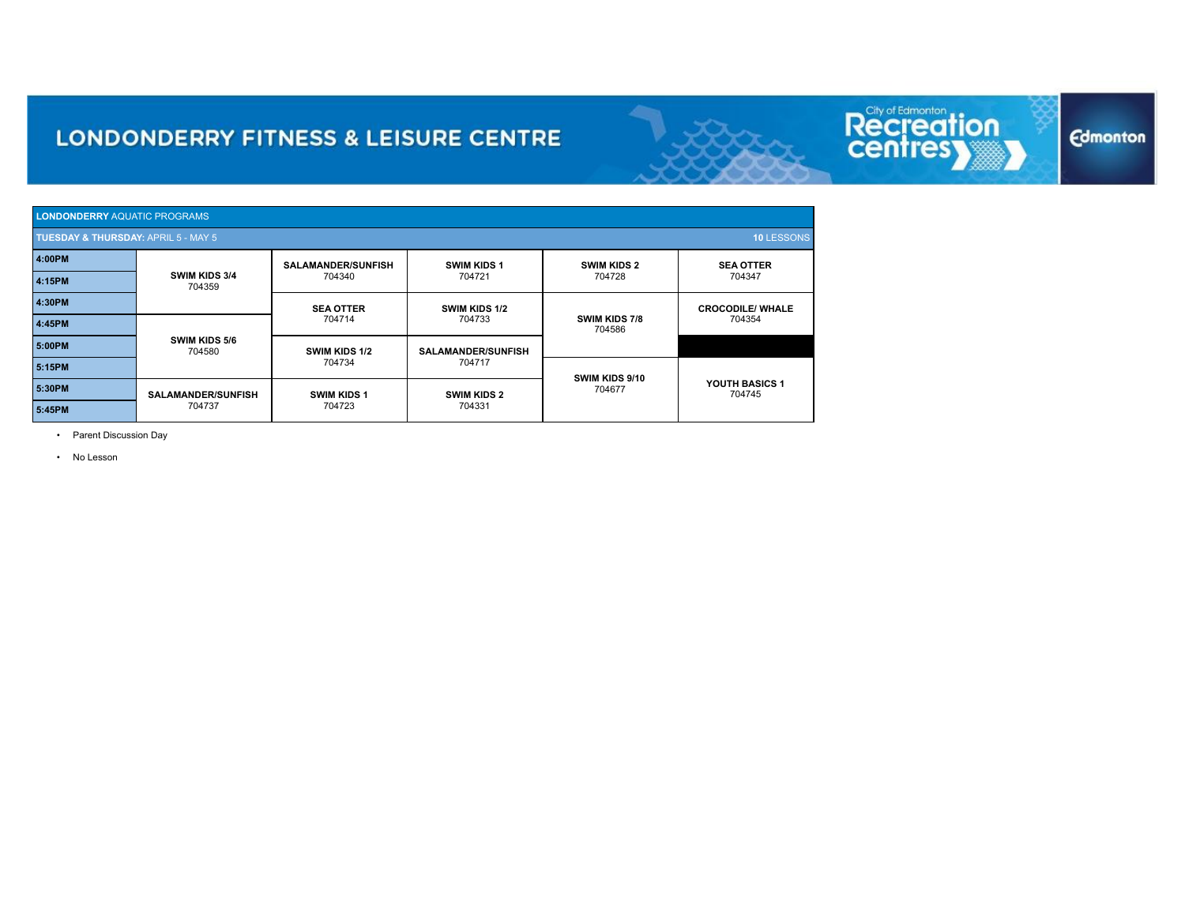# LONDONDERRY FITNESS & LEISURE CENTRE

**LONDONDERRY** AQUATIC PROGRAMS

**TUESDAY & THURSDAY:** APRIL 5 - MAY 5 — **10** LESSONS

| | | | | | |
|---|---|---|---|---|---|
| **4:00PM** | **SWIM KIDS 3/4** 704359 | **SALAMANDER/SUNFISH** 704340 | **SWIM KIDS 1** 704721 | **SWIM KIDS 2** 704728 | **SEA OTTER** 704347 |
| **4:15PM** | | | | | |
| **4:30PM** | | **SEA OTTER** 704714 | **SWIM KIDS 1/2** 704733 | **SWIM KIDS 7/8** 704586 | **CROCODILE/ WHALE** 704354 |
| **4:45PM** | **SWIM KIDS 5/6** 704580 | | | | |
| **5:00PM** | | **SWIM KIDS 1/2** 704734 | **SALAMANDER/SUNFISH** 704717 | | |
| **5:15PM** | | | | **SWIM KIDS 9/10** 704677 | **YOUTH BASICS 1** 704745 |
| **5:30PM** | **SALAMANDER/SUNFISH** 704737 | **SWIM KIDS 1** 704723 | **SWIM KIDS 2** 704331 | | |
| **5:45PM** | | | | | |

- Parent Discussion Day
- No Lesson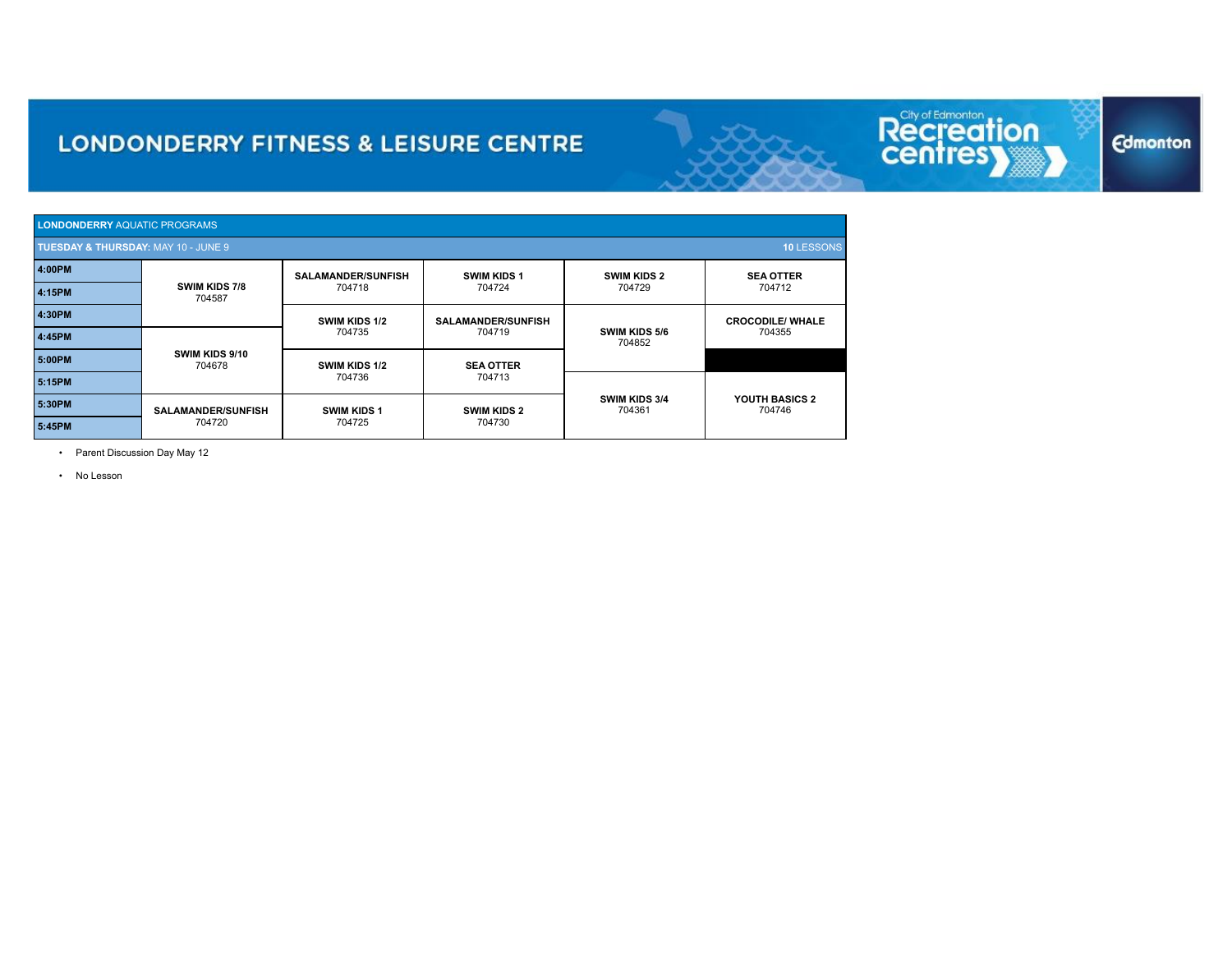# LONDONDERRY FITNESS & LEISURE CENTRE

City of Edmonton Recreation centres

Edmonton

**LONDONDERRY** AQUATIC PROGRAMS

**TUESDAY & THURSDAY:** MAY 10 - JUNE 9 — **10** LESSONS

| | | | | | |
|---|---|---|---|---|---|
| **4:00PM** | **SWIM KIDS 7/8** 704587 | **SALAMANDER/SUNFISH** 704718 | **SWIM KIDS 1** 704724 | **SWIM KIDS 2** 704729 | **SEA OTTER** 704712 |
| **4:15PM** | | | | | |
| **4:30PM** | | **SWIM KIDS 1/2** 704735 | **SALAMANDER/SUNFISH** 704719 | **SWIM KIDS 5/6** 704852 | **CROCODILE/ WHALE** 704355 |
| **4:45PM** | **SWIM KIDS 9/10** 704678 | | | | |
| **5:00PM** | | **SWIM KIDS 1/2** 704736 | **SEA OTTER** 704713 | | |
| **5:15PM** | | | | **SWIM KIDS 3/4** 704361 | **YOUTH BASICS 2** 704746 |
| **5:30PM** | **SALAMANDER/SUNFISH** 704720 | **SWIM KIDS 1** 704725 | **SWIM KIDS 2** 704730 | | |
| **5:45PM** | | | | | |

- Parent Discussion Day May 12
- No Lesson